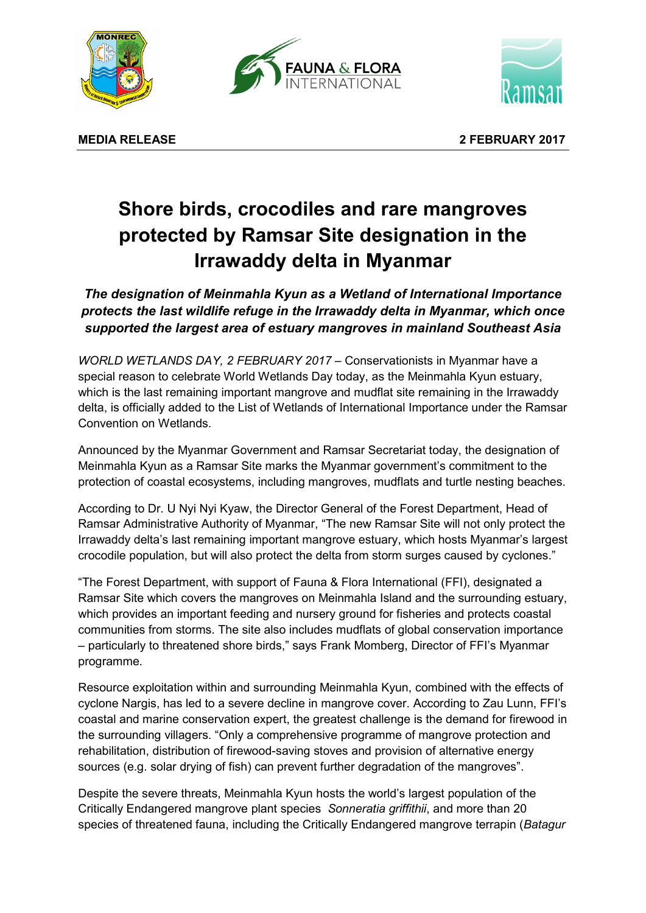**MEDIA RELEASE** **2 FEBRUARY 2017**

# Shore birds, crocodiles and rare mangroves protected by Ramsar Site designation in the Irrawaddy delta in Myanmar

***The designation of Meinmahla Kyun as a Wetland of International Importance protects the last wildlife refuge in the Irrawaddy delta in Myanmar, which once supported the largest area of estuary mangroves in mainland Southeast Asia***

*WORLD WETLANDS DAY, 2 FEBRUARY 2017* – Conservationists in Myanmar have a special reason to celebrate World Wetlands Day today, as the Meinmahla Kyun estuary, which is the last remaining important mangrove and mudflat site remaining in the Irrawaddy delta, is officially added to the List of Wetlands of International Importance under the Ramsar Convention on Wetlands.

Announced by the Myanmar Government and Ramsar Secretariat today, the designation of Meinmahla Kyun as a Ramsar Site marks the Myanmar government's commitment to the protection of coastal ecosystems, including mangroves, mudflats and turtle nesting beaches.

According to Dr. U Nyi Nyi Kyaw, the Director General of the Forest Department, Head of Ramsar Administrative Authority of Myanmar, "The new Ramsar Site will not only protect the Irrawaddy delta's last remaining important mangrove estuary, which hosts Myanmar's largest crocodile population, but will also protect the delta from storm surges caused by cyclones."

"The Forest Department, with support of Fauna & Flora International (FFI), designated a Ramsar Site which covers the mangroves on Meinmahla Island and the surrounding estuary, which provides an important feeding and nursery ground for fisheries and protects coastal communities from storms. The site also includes mudflats of global conservation importance – particularly to threatened shore birds," says Frank Momberg, Director of FFI's Myanmar programme.

Resource exploitation within and surrounding Meinmahla Kyun, combined with the effects of cyclone Nargis, has led to a severe decline in mangrove cover. According to Zau Lunn, FFI's coastal and marine conservation expert, the greatest challenge is the demand for firewood in the surrounding villagers. "Only a comprehensive programme of mangrove protection and rehabilitation, distribution of firewood-saving stoves and provision of alternative energy sources (e.g. solar drying of fish) can prevent further degradation of the mangroves".

Despite the severe threats, Meinmahla Kyun hosts the world's largest population of the Critically Endangered mangrove plant species *Sonneratia griffithii*, and more than 20 species of threatened fauna, including the Critically Endangered mangrove terrapin (*Batagur*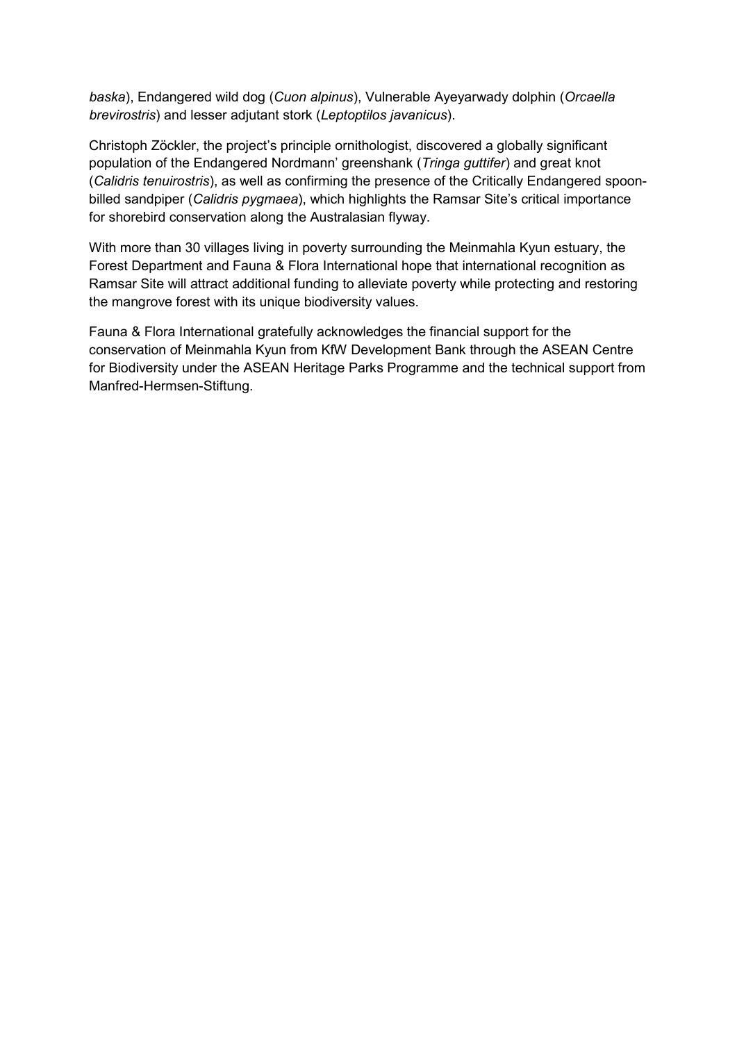*baska*), Endangered wild dog (*Cuon alpinus*), Vulnerable Ayeyarwady dolphin (*Orcaella brevirostris*) and lesser adjutant stork (*Leptoptilos javanicus*).

Christoph Zöckler, the project's principle ornithologist, discovered a globally significant population of the Endangered Nordmann' greenshank (*Tringa guttifer*) and great knot (*Calidris tenuirostris*), as well as confirming the presence of the Critically Endangered spoon-billed sandpiper (*Calidris pygmaea*), which highlights the Ramsar Site's critical importance for shorebird conservation along the Australasian flyway.

With more than 30 villages living in poverty surrounding the Meinmahla Kyun estuary, the Forest Department and Fauna & Flora International hope that international recognition as Ramsar Site will attract additional funding to alleviate poverty while protecting and restoring the mangrove forest with its unique biodiversity values.

Fauna & Flora International gratefully acknowledges the financial support for the conservation of Meinmahla Kyun from KfW Development Bank through the ASEAN Centre for Biodiversity under the ASEAN Heritage Parks Programme and the technical support from Manfred-Hermsen-Stiftung.